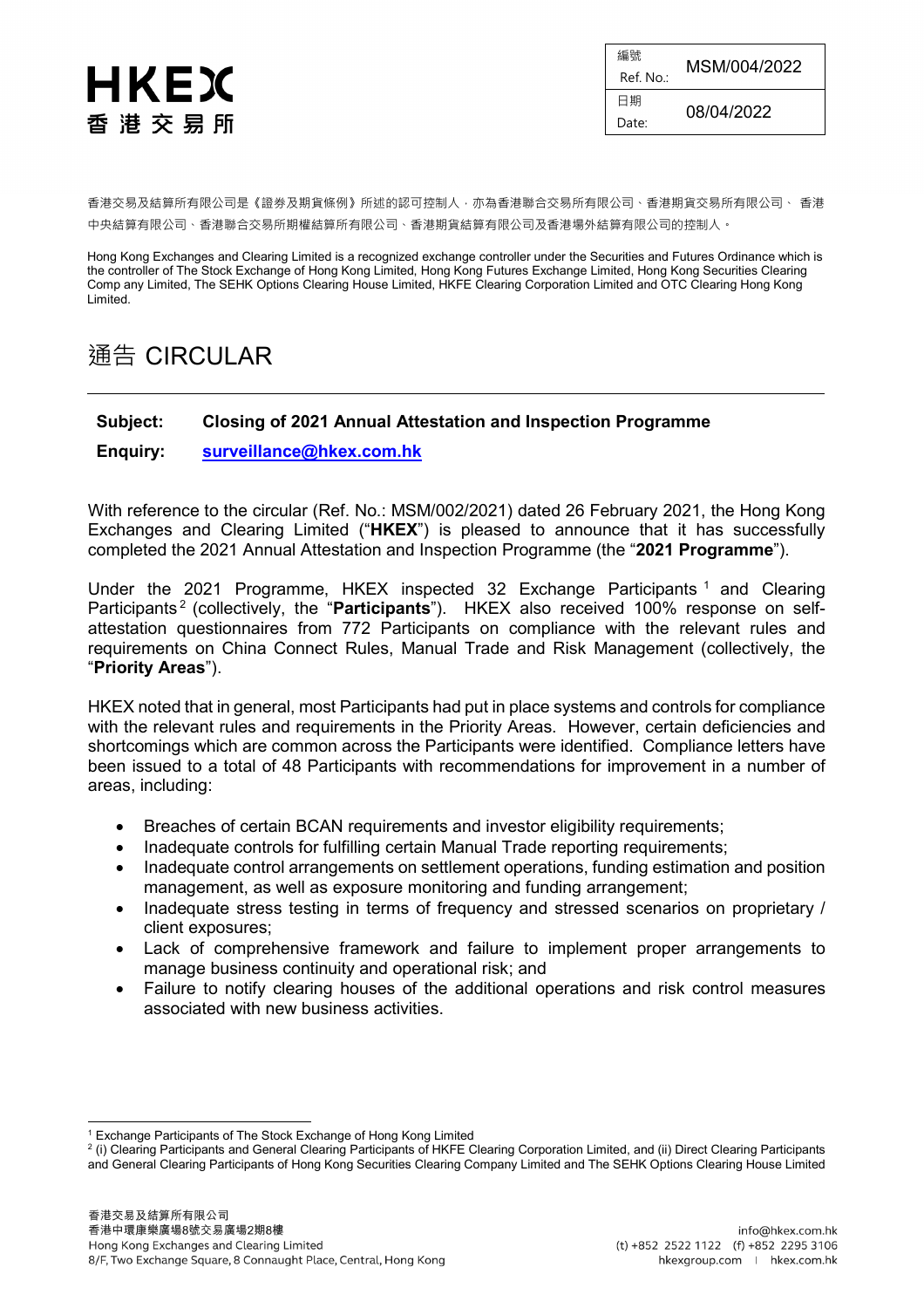**HKEX**
**香港交易所**

| 編號 Ref. No.: | MSM/004/2022 |
| --- | --- |
| 日期 Date: | 08/04/2022 |

香港交易及結算所有限公司是《證券及期貨條例》所述的認可控制人，亦為香港聯合交易所有限公司、香港期貨交易所有限公司、 香港中央結算有限公司、香港聯合交易所期權結算所有限公司、香港期貨結算有限公司及香港場外結算有限公司的控制人。

Hong Kong Exchanges and Clearing Limited is a recognized exchange controller under the Securities and Futures Ordinance which is the controller of The Stock Exchange of Hong Kong Limited, Hong Kong Futures Exchange Limited, Hong Kong Securities Clearing Comp any Limited, The SEHK Options Clearing House Limited, HKFE Clearing Corporation Limited and OTC Clearing Hong Kong Limited.

# 通告 CIRCULAR

**Subject:** **Closing of 2021 Annual Attestation and Inspection Programme**

**Enquiry:** **surveillance@hkex.com.hk**

With reference to the circular (Ref. No.: MSM/002/2021) dated 26 February 2021, the Hong Kong Exchanges and Clearing Limited ("**HKEX**") is pleased to announce that it has successfully completed the 2021 Annual Attestation and Inspection Programme (the "**2021 Programme**").

Under the 2021 Programme, HKEX inspected 32 Exchange Participants [1] and Clearing Participants [2] (collectively, the "**Participants**"). HKEX also received 100% response on self-attestation questionnaires from 772 Participants on compliance with the relevant rules and requirements on China Connect Rules, Manual Trade and Risk Management (collectively, the "**Priority Areas**").

HKEX noted that in general, most Participants had put in place systems and controls for compliance with the relevant rules and requirements in the Priority Areas. However, certain deficiencies and shortcomings which are common across the Participants were identified. Compliance letters have been issued to a total of 48 Participants with recommendations for improvement in a number of areas, including:

- Breaches of certain BCAN requirements and investor eligibility requirements;
- Inadequate controls for fulfilling certain Manual Trade reporting requirements;
- Inadequate control arrangements on settlement operations, funding estimation and position management, as well as exposure monitoring and funding arrangement;
- Inadequate stress testing in terms of frequency and stressed scenarios on proprietary / client exposures;
- Lack of comprehensive framework and failure to implement proper arrangements to manage business continuity and operational risk; and
- Failure to notify clearing houses of the additional operations and risk control measures associated with new business activities.

[1] Exchange Participants of The Stock Exchange of Hong Kong Limited

[2] (i) Clearing Participants and General Clearing Participants of HKFE Clearing Corporation Limited, and (ii) Direct Clearing Participants and General Clearing Participants of Hong Kong Securities Clearing Company Limited and The SEHK Options Clearing House Limited

香港交易及結算所有限公司
香港中環康樂廣場8號交易廣場2期8樓
Hong Kong Exchanges and Clearing Limited
8/F, Two Exchange Square, 8 Connaught Place, Central, Hong Kong

info@hkex.com.hk
(t) +852 2522 1122 (f) +852 2295 3106
hkexgroup.com | hkex.com.hk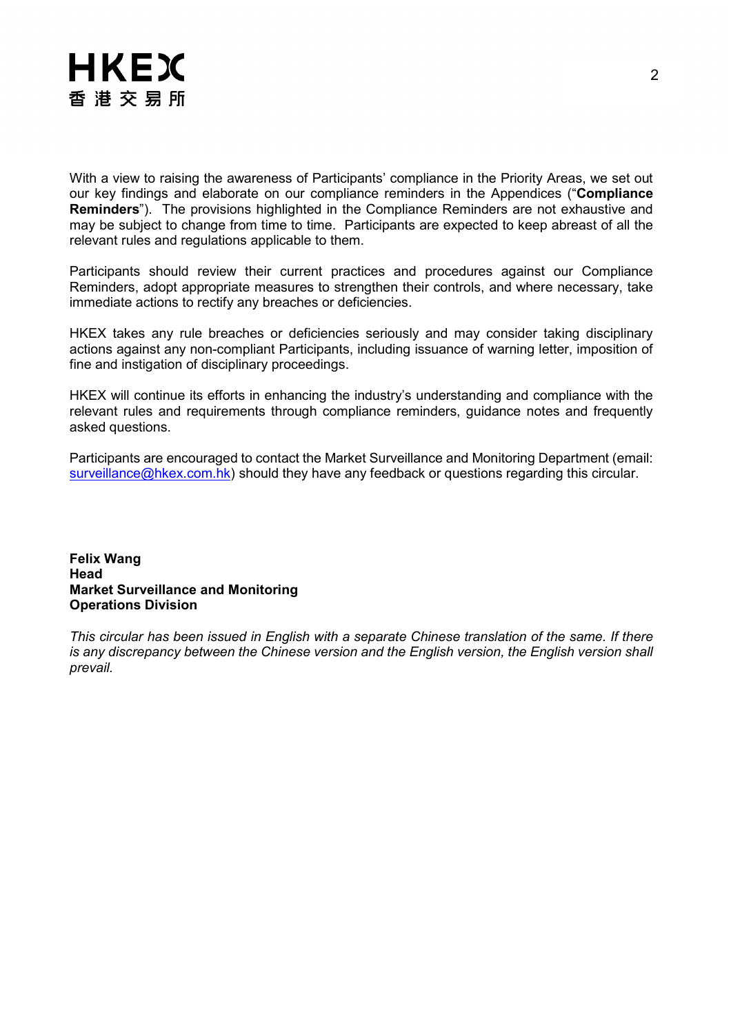With a view to raising the awareness of Participants' compliance in the Priority Areas, we set out our key findings and elaborate on our compliance reminders in the Appendices ("**Compliance Reminders**"). The provisions highlighted in the Compliance Reminders are not exhaustive and may be subject to change from time to time. Participants are expected to keep abreast of all the relevant rules and regulations applicable to them.

Participants should review their current practices and procedures against our Compliance Reminders, adopt appropriate measures to strengthen their controls, and where necessary, take immediate actions to rectify any breaches or deficiencies.

HKEX takes any rule breaches or deficiencies seriously and may consider taking disciplinary actions against any non-compliant Participants, including issuance of warning letter, imposition of fine and instigation of disciplinary proceedings.

HKEX will continue its efforts in enhancing the industry's understanding and compliance with the relevant rules and requirements through compliance reminders, guidance notes and frequently asked questions.

Participants are encouraged to contact the Market Surveillance and Monitoring Department (email: surveillance@hkex.com.hk) should they have any feedback or questions regarding this circular.

**Felix Wang**
**Head**
**Market Surveillance and Monitoring**
**Operations Division**

*This circular has been issued in English with a separate Chinese translation of the same. If there is any discrepancy between the Chinese version and the English version, the English version shall prevail.*